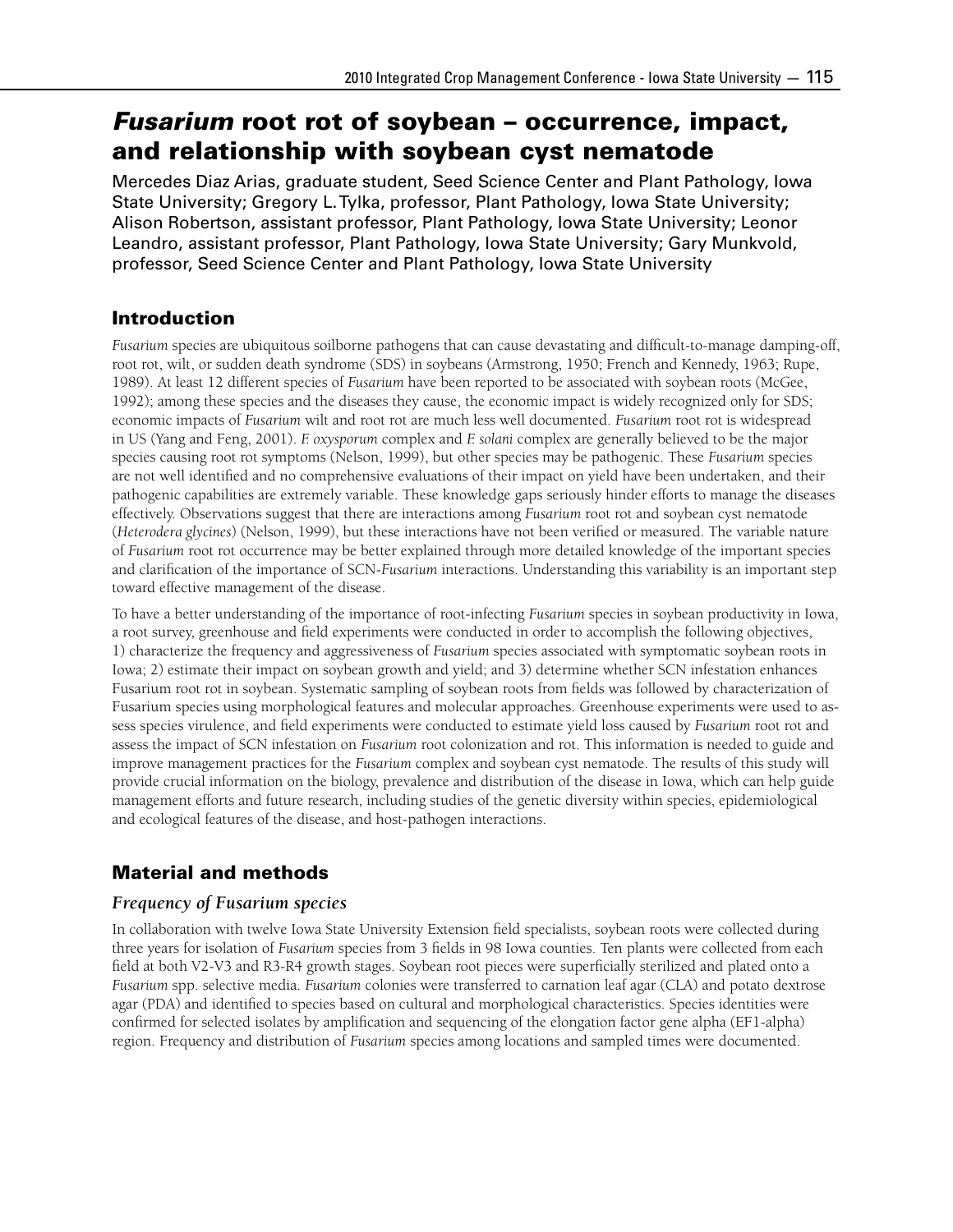# *Fusarium* root rot of soybean – occurrence, impact, and relationship with soybean cyst nematode

Mercedes Diaz Arias, graduate student, Seed Science Center and Plant Pathology, Iowa State University; Gregory L. Tylka, professor, Plant Pathology, Iowa State University; Alison Robertson, assistant professor, Plant Pathology, Iowa State University; Leonor Leandro, assistant professor, Plant Pathology, Iowa State University; Gary Munkvold, professor, Seed Science Center and Plant Pathology, Iowa State University

## Introduction

*Fusarium* species are ubiquitous soilborne pathogens that can cause devastating and difficult-to-manage damping-off, root rot, wilt, or sudden death syndrome (SDS) in soybeans (Armstrong, 1950; French and Kennedy, 1963; Rupe, 1989). At least 12 different species of *Fusarium* have been reported to be associated with soybean roots (McGee, 1992); among these species and the diseases they cause, the economic impact is widely recognized only for SDS; economic impacts of *Fusarium* wilt and root rot are much less well documented. *Fusarium* root rot is widespread in US (Yang and Feng, 2001). *F. oxysporum* complex and *F. solani* complex are generally believed to be the major species causing root rot symptoms (Nelson, 1999), but other species may be pathogenic. These *Fusarium* species are not well identified and no comprehensive evaluations of their impact on yield have been undertaken, and their pathogenic capabilities are extremely variable. These knowledge gaps seriously hinder efforts to manage the diseases effectively. Observations suggest that there are interactions among *Fusarium* root rot and soybean cyst nematode (*Heterodera glycines*) (Nelson, 1999), but these interactions have not been verified or measured. The variable nature of *Fusarium* root rot occurrence may be better explained through more detailed knowledge of the important species and clarification of the importance of SCN-*Fusarium* interactions. Understanding this variability is an important step toward effective management of the disease.

To have a better understanding of the importance of root-infecting *Fusarium* species in soybean productivity in Iowa, a root survey, greenhouse and field experiments were conducted in order to accomplish the following objectives, 1) characterize the frequency and aggressiveness of *Fusarium* species associated with symptomatic soybean roots in Iowa; 2) estimate their impact on soybean growth and yield; and 3) determine whether SCN infestation enhances Fusarium root rot in soybean. Systematic sampling of soybean roots from fields was followed by characterization of Fusarium species using morphological features and molecular approaches. Greenhouse experiments were used to assess species virulence, and field experiments were conducted to estimate yield loss caused by *Fusarium* root rot and assess the impact of SCN infestation on *Fusarium* root colonization and rot. This information is needed to guide and improve management practices for the *Fusarium* complex and soybean cyst nematode. The results of this study will provide crucial information on the biology, prevalence and distribution of the disease in Iowa, which can help guide management efforts and future research, including studies of the genetic diversity within species, epidemiological and ecological features of the disease, and host-pathogen interactions.

## Material and methods

### *Frequency of Fusarium species*

In collaboration with twelve Iowa State University Extension field specialists, soybean roots were collected during three years for isolation of *Fusarium* species from 3 fields in 98 Iowa counties. Ten plants were collected from each field at both V2-V3 and R3-R4 growth stages. Soybean root pieces were superficially sterilized and plated onto a *Fusarium* spp. selective media. *Fusarium* colonies were transferred to carnation leaf agar (CLA) and potato dextrose agar (PDA) and identified to species based on cultural and morphological characteristics. Species identities were confirmed for selected isolates by amplification and sequencing of the elongation factor gene alpha (EF1-alpha) region. Frequency and distribution of *Fusarium* species among locations and sampled times were documented.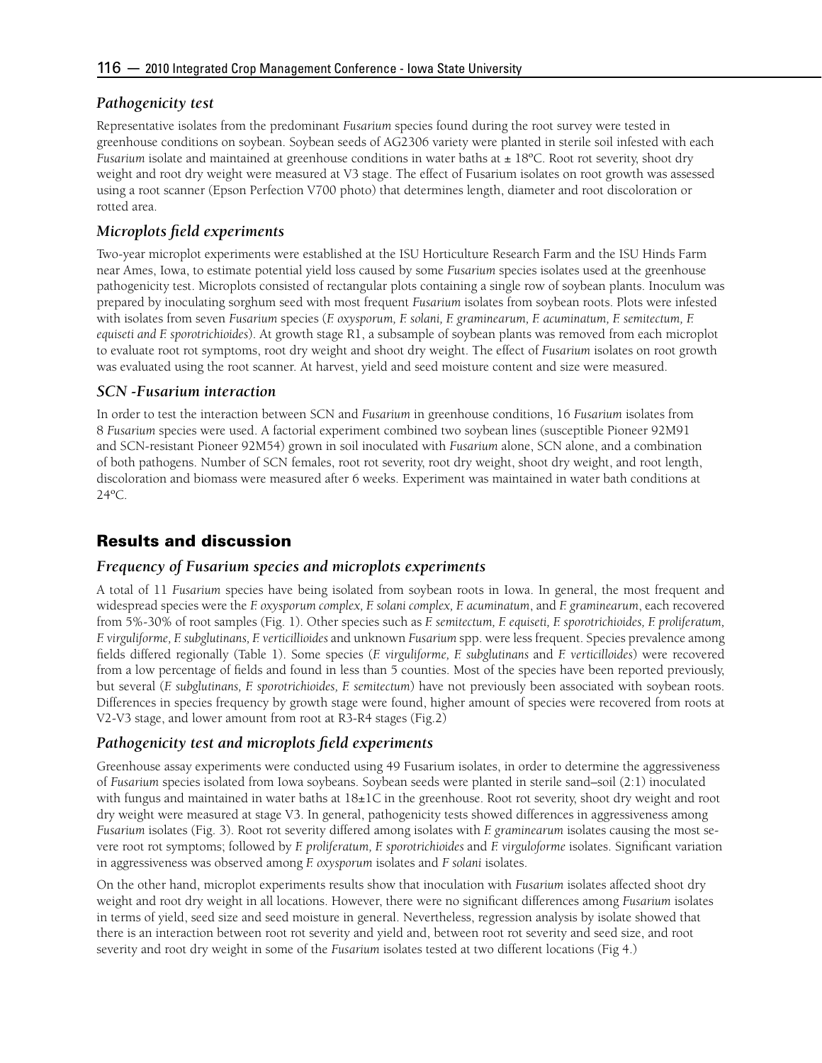### *Pathogenicity test*

Representative isolates from the predominant *Fusarium* species found during the root survey were tested in greenhouse conditions on soybean. Soybean seeds of AG2306 variety were planted in sterile soil infested with each *Fusarium* isolate and maintained at greenhouse conditions in water baths at ± 18ºC. Root rot severity, shoot dry weight and root dry weight were measured at V3 stage. The effect of Fusarium isolates on root growth was assessed using a root scanner (Epson Perfection V700 photo) that determines length, diameter and root discoloration or rotted area.

### *Microplots field experiments*

Two-year microplot experiments were established at the ISU Horticulture Research Farm and the ISU Hinds Farm near Ames, Iowa, to estimate potential yield loss caused by some *Fusarium* species isolates used at the greenhouse pathogenicity test. Microplots consisted of rectangular plots containing a single row of soybean plants. Inoculum was prepared by inoculating sorghum seed with most frequent *Fusarium* isolates from soybean roots. Plots were infested with isolates from seven *Fusarium* species (*F. oxysporum, F. solani, F. graminearum, F. acuminatum, F. semitectum, F. equiseti and F. sporotrichioides*). At growth stage R1, a subsample of soybean plants was removed from each microplot to evaluate root rot symptoms, root dry weight and shoot dry weight. The effect of *Fusarium* isolates on root growth was evaluated using the root scanner. At harvest, yield and seed moisture content and size were measured.

### *SCN -Fusarium interaction*

In order to test the interaction between SCN and *Fusarium* in greenhouse conditions, 16 *Fusarium* isolates from 8 *Fusarium* species were used. A factorial experiment combined two soybean lines (susceptible Pioneer 92M91 and SCN-resistant Pioneer 92M54) grown in soil inoculated with *Fusarium* alone, SCN alone, and a combination of both pathogens. Number of SCN females, root rot severity, root dry weight, shoot dry weight, and root length, discoloration and biomass were measured after 6 weeks. Experiment was maintained in water bath conditions at 24ºC.

## Results and discussion

### *Frequency of Fusarium species and microplots experiments*

A total of 11 *Fusarium* species have being isolated from soybean roots in Iowa. In general, the most frequent and widespread species were the *F. oxysporum complex, F. solani complex, F. acuminatum*, and *F. graminearum*, each recovered from 5%-30% of root samples (Fig. 1). Other species such as *F. semitectum, F. equiseti, F. sporotrichioides, F. proliferatum, F. virguliforme, F. subglutinans, F. verticillioides* and unknown *Fusarium* spp. were less frequent. Species prevalence among fields differed regionally (Table 1). Some species (*F. virguliforme, F. subglutinans* and *F. verticilloides*) were recovered from a low percentage of fields and found in less than 5 counties. Most of the species have been reported previously, but several (*F. subglutinans, F. sporotrichioides, F. semitectum*) have not previously been associated with soybean roots. Differences in species frequency by growth stage were found, higher amount of species were recovered from roots at V2-V3 stage, and lower amount from root at R3-R4 stages (Fig.2)

### *Pathogenicity test and microplots field experiments*

Greenhouse assay experiments were conducted using 49 Fusarium isolates, in order to determine the aggressiveness of *Fusarium* species isolated from Iowa soybeans. Soybean seeds were planted in sterile sand–soil (2:1) inoculated with fungus and maintained in water baths at 18±1C in the greenhouse. Root rot severity, shoot dry weight and root dry weight were measured at stage V3. In general, pathogenicity tests showed differences in aggressiveness among *Fusarium* isolates (Fig. 3). Root rot severity differed among isolates with *F. graminearum* isolates causing the most severe root rot symptoms; followed by *F. proliferatum, F. sporotrichioides* and *F. virguloforme* isolates. Significant variation in aggressiveness was observed among *F. oxysporum* isolates and *F solani* isolates.

On the other hand, microplot experiments results show that inoculation with *Fusarium* isolates affected shoot dry weight and root dry weight in all locations. However, there were no significant differences among *Fusarium* isolates in terms of yield, seed size and seed moisture in general. Nevertheless, regression analysis by isolate showed that there is an interaction between root rot severity and yield and, between root rot severity and seed size, and root severity and root dry weight in some of the *Fusarium* isolates tested at two different locations (Fig 4.)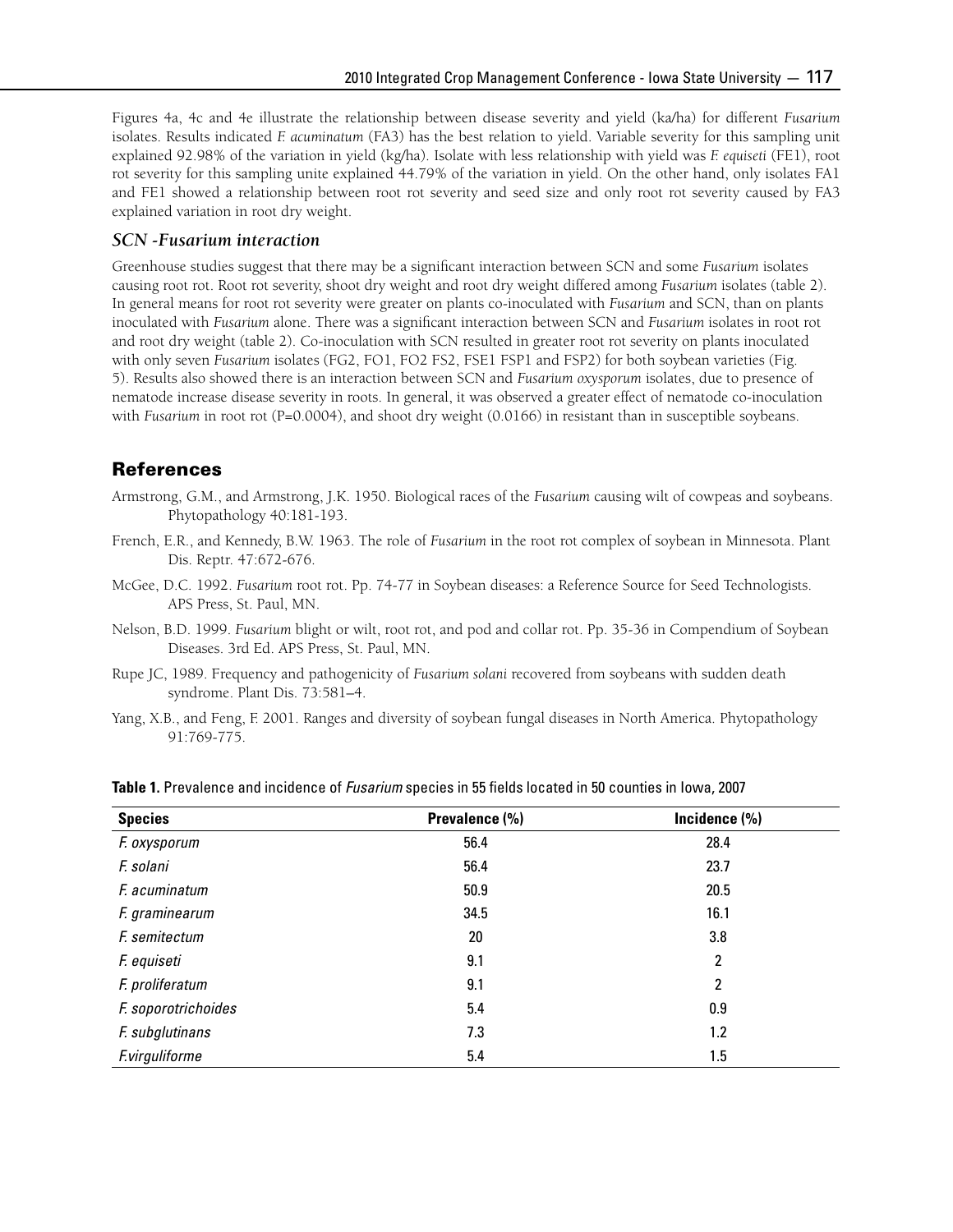Figures 4a, 4c and 4e illustrate the relationship between disease severity and yield (ka/ha) for different *Fusarium* isolates. Results indicated *F. acuminatum* (FA3) has the best relation to yield. Variable severity for this sampling unit explained 92.98% of the variation in yield (kg/ha). Isolate with less relationship with yield was *F. equiseti* (FE1), root rot severity for this sampling unite explained 44.79% of the variation in yield. On the other hand, only isolates FA1 and FE1 showed a relationship between root rot severity and seed size and only root rot severity caused by FA3 explained variation in root dry weight.

### *SCN -Fusarium interaction*

Greenhouse studies suggest that there may be a significant interaction between SCN and some *Fusarium* isolates causing root rot. Root rot severity, shoot dry weight and root dry weight differed among *Fusarium* isolates (table 2). In general means for root rot severity were greater on plants co-inoculated with *Fusarium* and SCN, than on plants inoculated with *Fusarium* alone. There was a significant interaction between SCN and *Fusarium* isolates in root rot and root dry weight (table 2). Co-inoculation with SCN resulted in greater root rot severity on plants inoculated with only seven *Fusarium* isolates (FG2, FO1, FO2 FS2, FSE1 FSP1 and FSP2) for both soybean varieties (Fig. 5). Results also showed there is an interaction between SCN and *Fusarium oxysporum* isolates, due to presence of nematode increase disease severity in roots. In general, it was observed a greater effect of nematode co-inoculation with *Fusarium* in root rot ($P=0.0004$), and shoot dry weight (0.0166) in resistant than in susceptible soybeans.

## References

Armstrong, G.M., and Armstrong, J.K. 1950. Biological races of the *Fusarium* causing wilt of cowpeas and soybeans. Phytopathology 40:181-193.

French, E.R., and Kennedy, B.W. 1963. The role of *Fusarium* in the root rot complex of soybean in Minnesota. Plant Dis. Reptr. 47:672-676.

McGee, D.C. 1992. *Fusarium* root rot. Pp. 74-77 in Soybean diseases: a Reference Source for Seed Technologists. APS Press, St. Paul, MN.

Nelson, B.D. 1999. *Fusarium* blight or wilt, root rot, and pod and collar rot. Pp. 35-36 in Compendium of Soybean Diseases. 3rd Ed. APS Press, St. Paul, MN.

Rupe JC, 1989. Frequency and pathogenicity of *Fusarium solani* recovered from soybeans with sudden death syndrome. Plant Dis. 73:581–4.

Yang, X.B., and Feng, F. 2001. Ranges and diversity of soybean fungal diseases in North America. Phytopathology 91:769-775.

**Table 1.** Prevalence and incidence of *Fusarium* species in 55 fields located in 50 counties in Iowa, 2007

| Species | Prevalence (%) | Incidence (%) |
|---|---|---|
| *F. oxysporum* | 56.4 | 28.4 |
| *F. solani* | 56.4 | 23.7 |
| *F. acuminatum* | 50.9 | 20.5 |
| *F. graminearum* | 34.5 | 16.1 |
| *F. semitectum* | 20 | 3.8 |
| *F. equiseti* | 9.1 | 2 |
| *F. proliferatum* | 9.1 | 2 |
| *F. soporotrichoides* | 5.4 | 0.9 |
| *F. subglutinans* | 7.3 | 1.2 |
| *F.virguliforme* | 5.4 | 1.5 |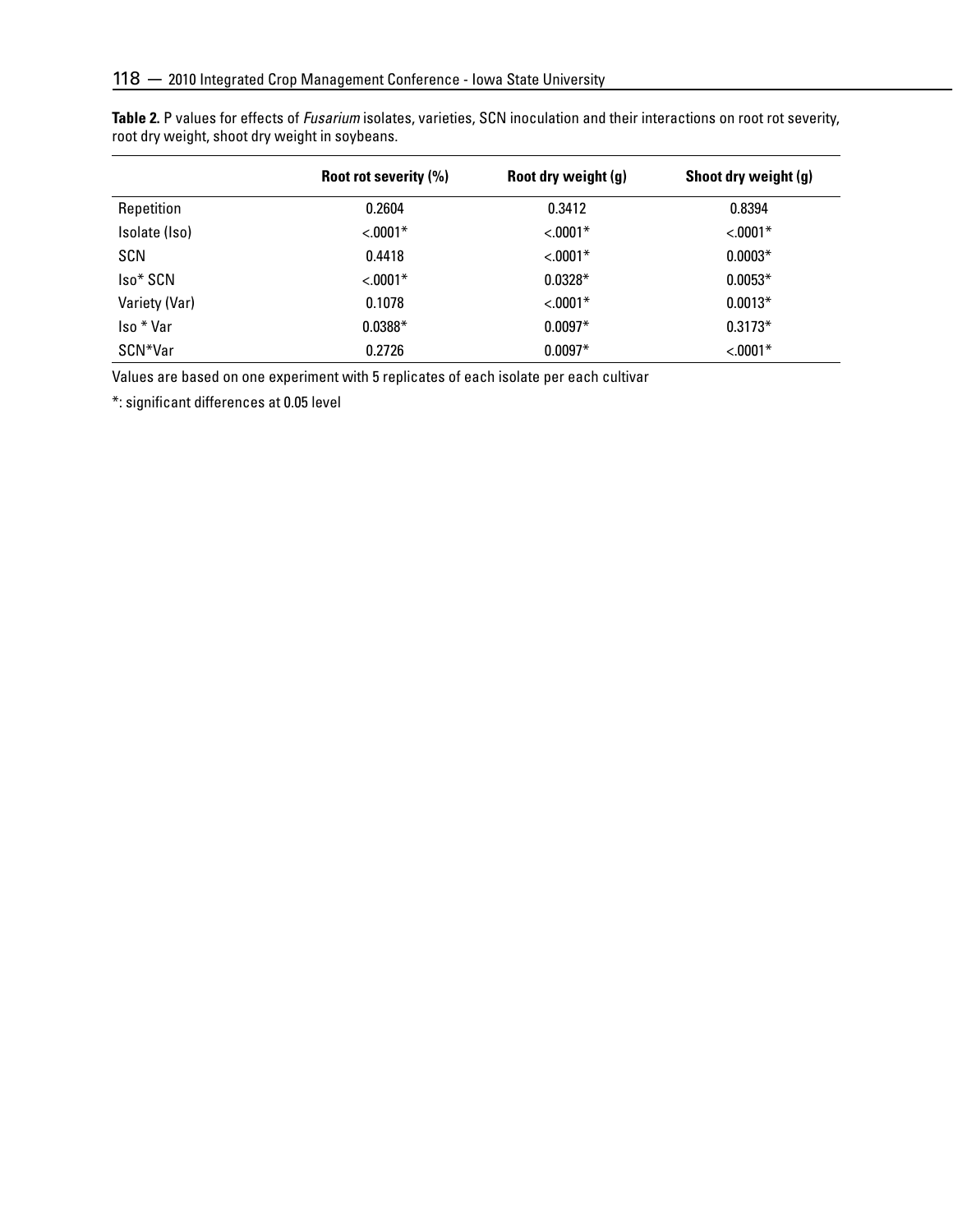**Table 2.** P values for effects of *Fusarium* isolates, varieties, SCN inoculation and their interactions on root rot severity, root dry weight, shoot dry weight in soybeans.

| | Root rot severity (%) | Root dry weight (g) | Shoot dry weight (g) |
|---|---|---|---|
| Repetition | 0.2604 | 0.3412 | 0.8394 |
| Isolate (Iso) | <.0001* | <.0001* | <.0001* |
| SCN | 0.4418 | <.0001* | 0.0003* |
| Iso* SCN | <.0001* | 0.0328* | 0.0053* |
| Variety (Var) | 0.1078 | <.0001* | 0.0013* |
| Iso * Var | 0.0388* | 0.0097* | 0.3173* |
| SCN*Var | 0.2726 | 0.0097* | <.0001* |

Values are based on one experiment with 5 replicates of each isolate per each cultivar

*: significant differences at 0.05 level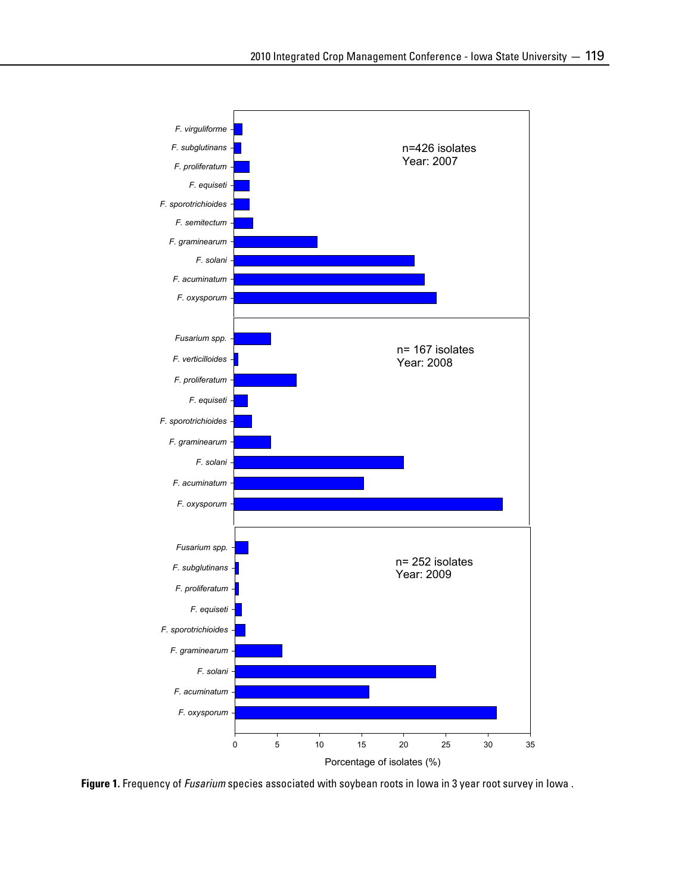**Figure 1.** Frequency of *Fusarium* species associated with soybean roots in Iowa in 3 year root survey in Iowa .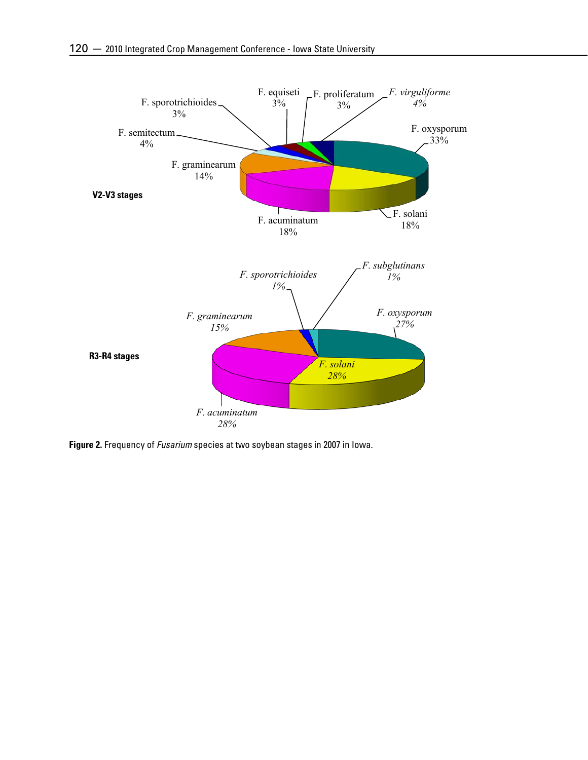**Figure 2.** Frequency of *Fusarium* species at two soybean stages in 2007 in Iowa.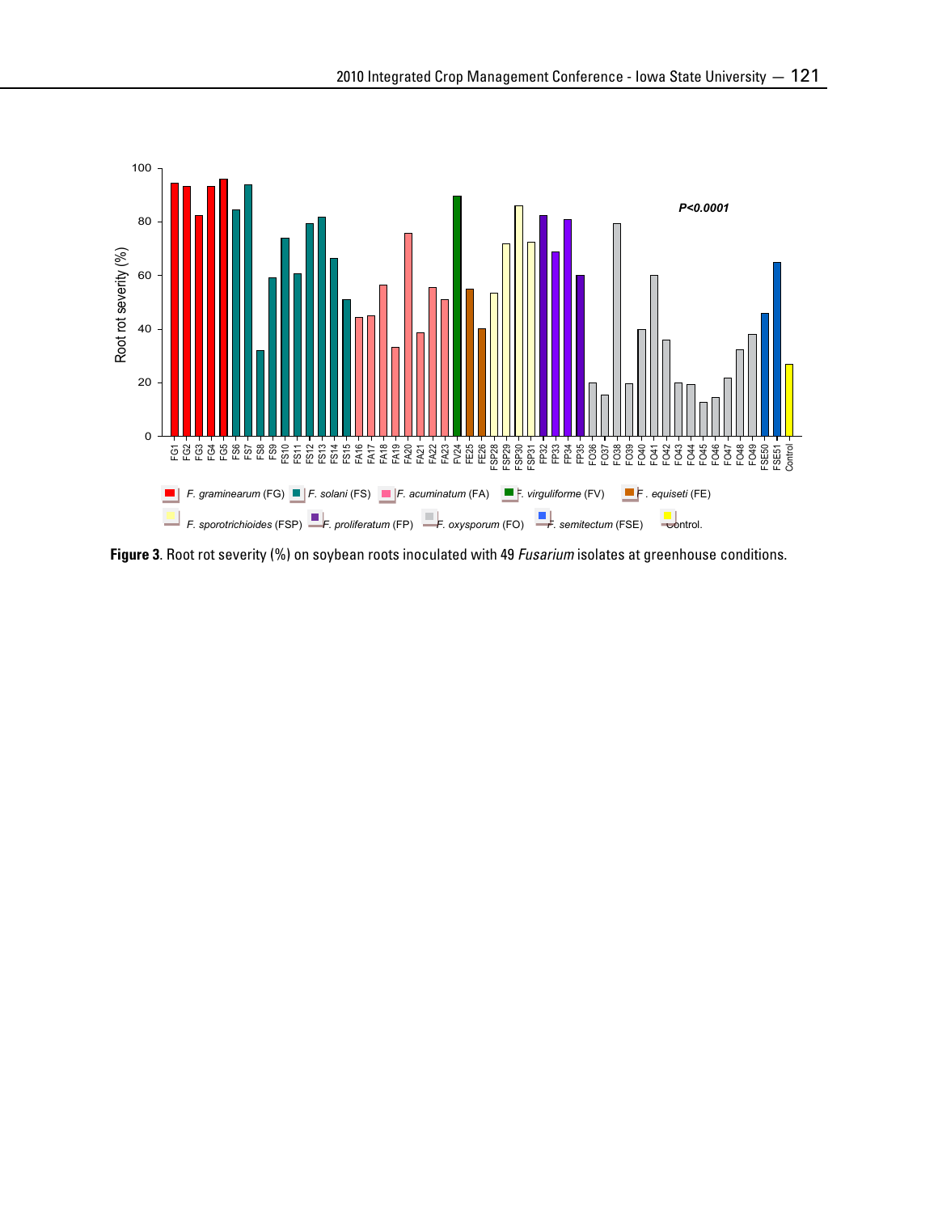**Figure 3**. Root rot severity (%) on soybean roots inoculated with 49 *Fusarium* isolates at greenhouse conditions.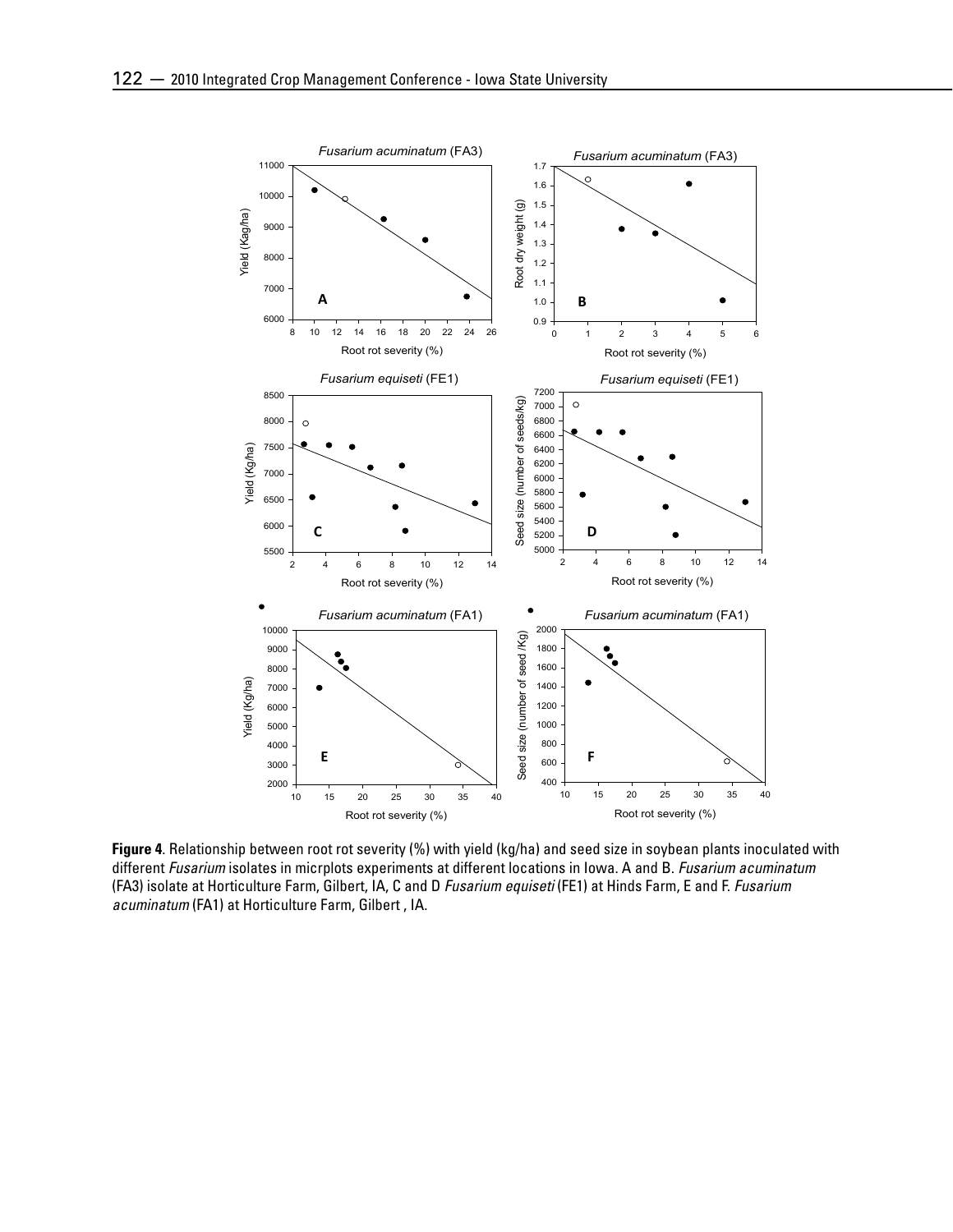**Figure 4**. Relationship between root rot severity (%) with yield (kg/ha) and seed size in soybean plants inoculated with different *Fusarium* isolates in micrplots experiments at different locations in Iowa. A and B. *Fusarium acuminatum* (FA3) isolate at Horticulture Farm, Gilbert, IA, C and D *Fusarium equiseti* (FE1) at Hinds Farm, E and F. *Fusarium acuminatum* (FA1) at Horticulture Farm, Gilbert , IA.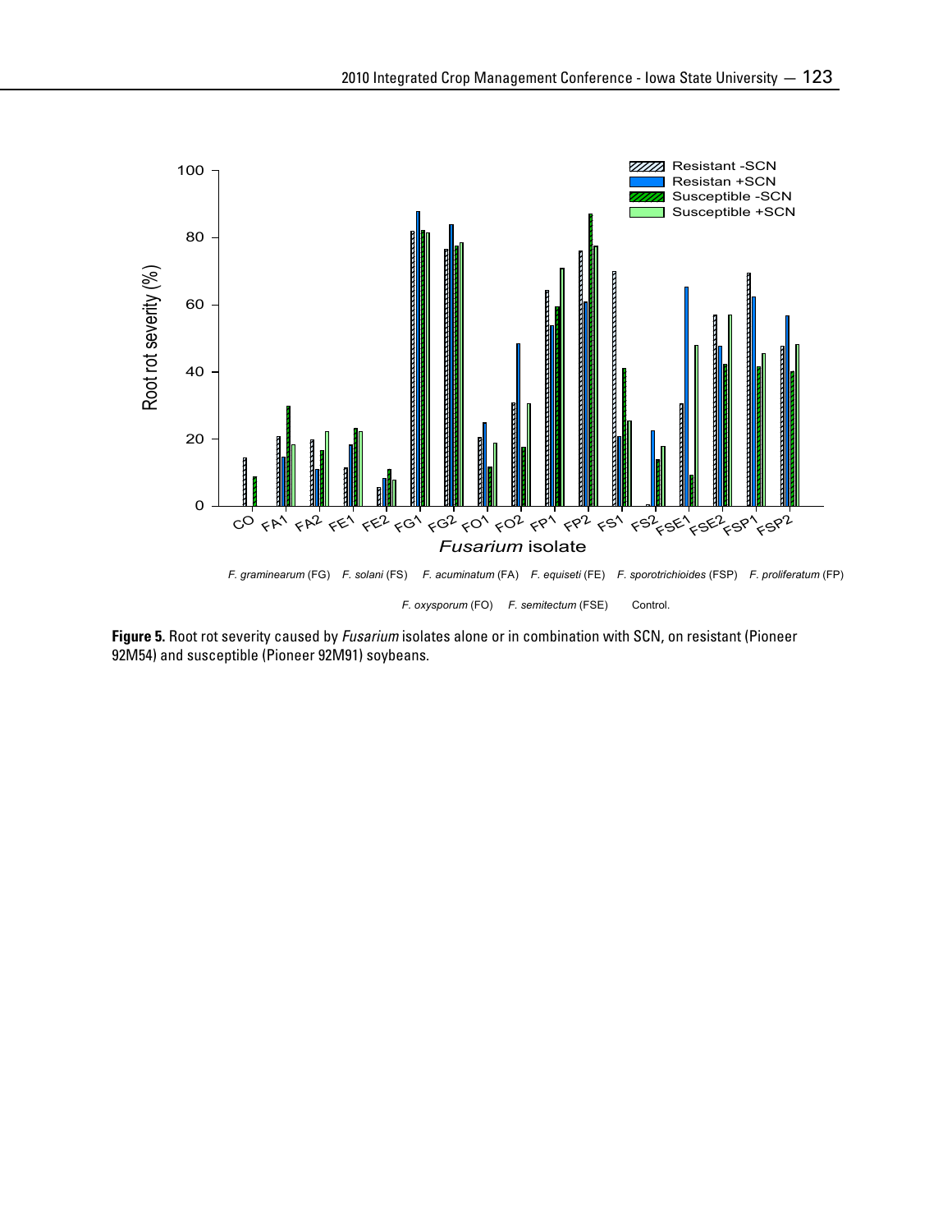100

80

60

40

20

0

Root rot severity (%)

Resistant -SCN

Resistan +SCN

Susceptible -SCN

Susceptible +SCN

CO FA1 FA2 FE1 FE2 FG1 FG2 FO1 FO2 FP1 FP2 FS1 FS2 FSE1 FSE2 FSP1 FSP2

*Fusarium* isolate

*F. graminearum* (FG) *F. solani* (FS) *F. acuminatum* (FA) *F. equiseti* (FE) *F. sporotrichioides* (FSP) *F. proliferatum* (FP)

*F. oxysporum* (FO) *F. semitectum* (FSE) Control.

**Figure 5.** Root rot severity caused by *Fusarium* isolates alone or in combination with SCN, on resistant (Pioneer 92M54) and susceptible (Pioneer 92M91) soybeans.